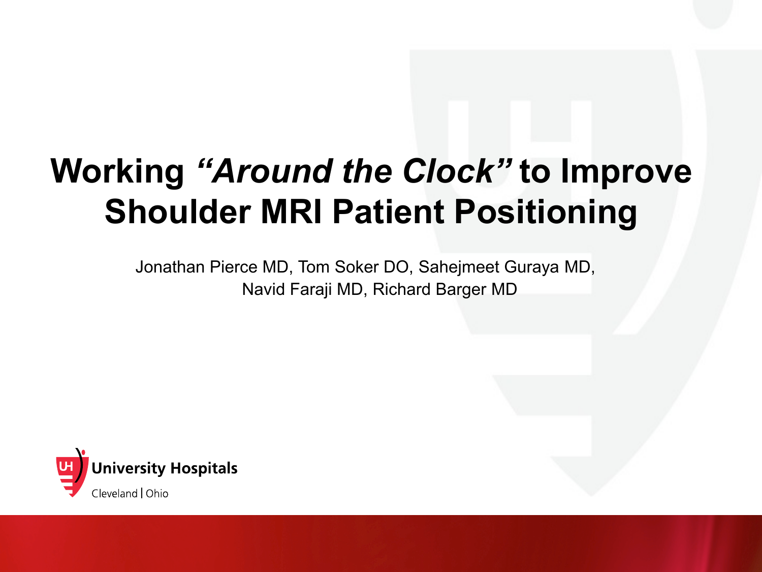# Working *"Around the Clock"* to Improve Shoulder MRI Patient Positioning

Jonathan Pierce MD, Tom Soker DO, Sahejmeet Guraya MD, Navid Faraji MD, Richard Barger MD

University Hospitals
Cleveland | Ohio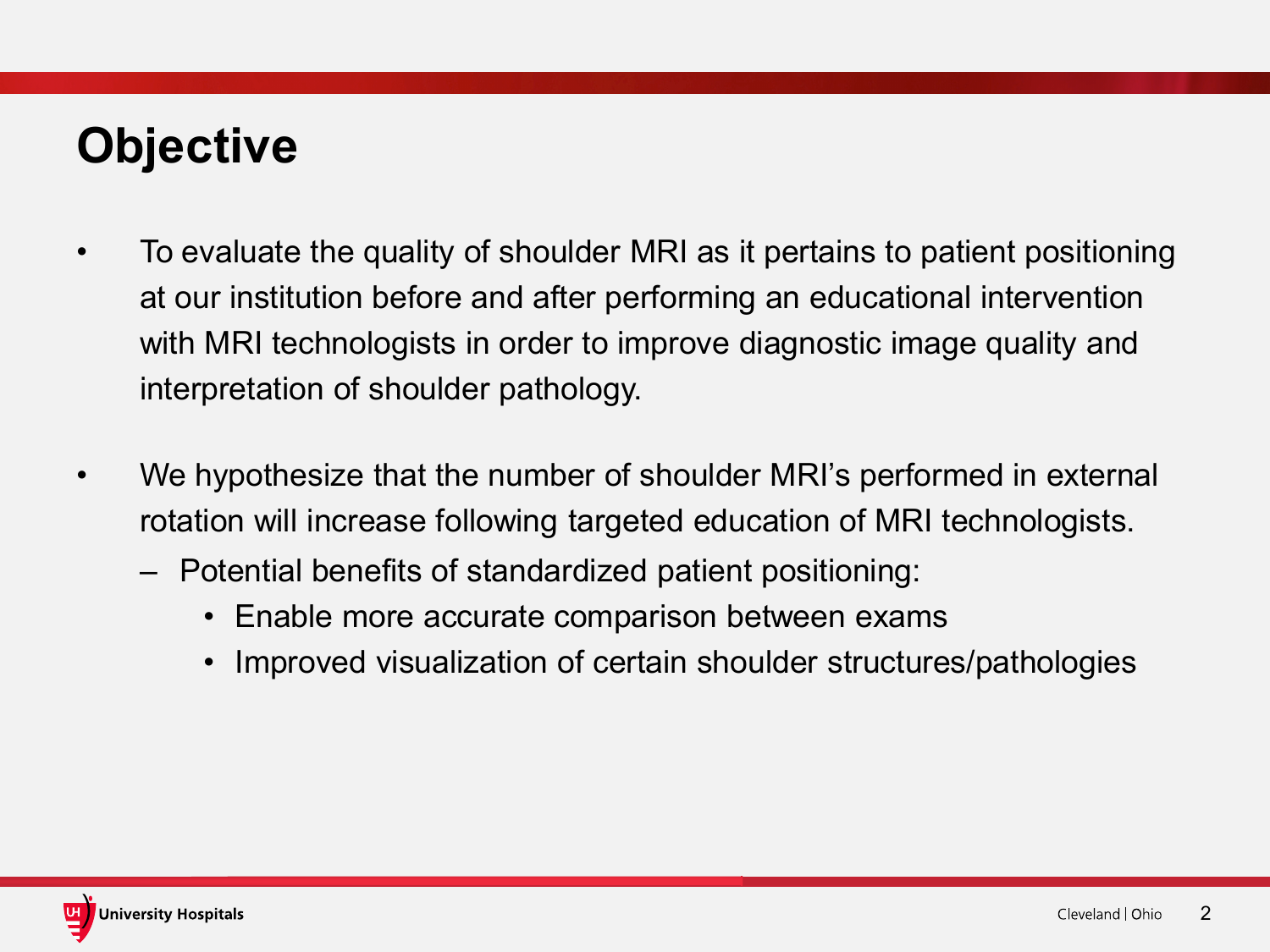# Objective

- To evaluate the quality of shoulder MRI as it pertains to patient positioning at our institution before and after performing an educational intervention with MRI technologists in order to improve diagnostic image quality and interpretation of shoulder pathology.
- We hypothesize that the number of shoulder MRI’s performed in external rotation will increase following targeted education of MRI technologists.
  - Potential benefits of standardized patient positioning:
    - Enable more accurate comparison between exams
    - Improved visualization of certain shoulder structures/pathologies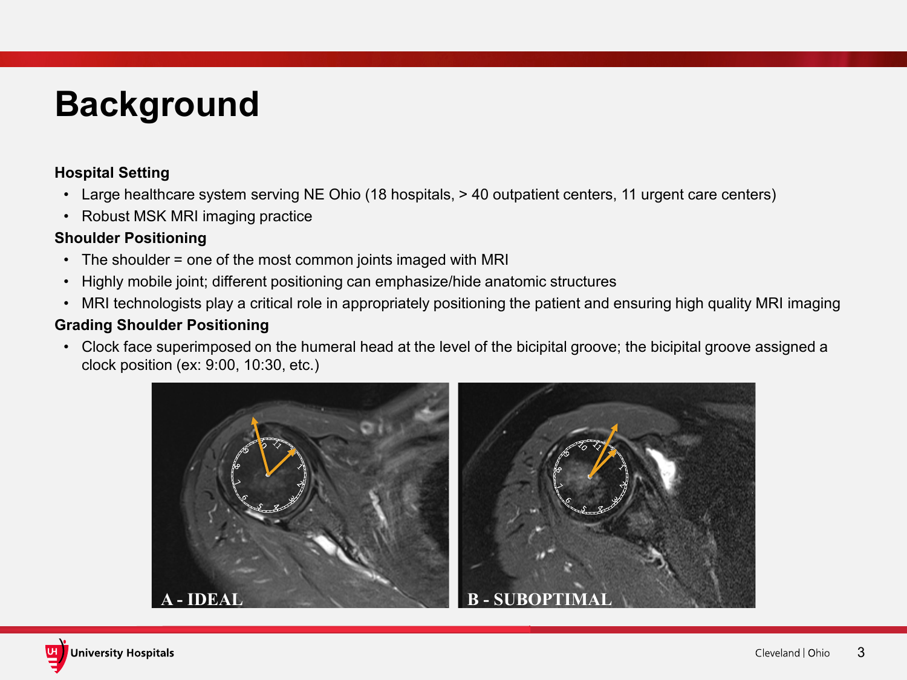# Background

**Hospital Setting**

- Large healthcare system serving NE Ohio (18 hospitals, > 40 outpatient centers, 11 urgent care centers)
- Robust MSK MRI imaging practice

**Shoulder Positioning**

- The shoulder = one of the most common joints imaged with MRI
- Highly mobile joint; different positioning can emphasize/hide anatomic structures
- MRI technologists play a critical role in appropriately positioning the patient and ensuring high quality MRI imaging

**Grading Shoulder Positioning**

- Clock face superimposed on the humeral head at the level of the bicipital groove; the bicipital groove assigned a clock position (ex: 9:00, 10:30, etc.)

A - IDEAL

B - SUBOPTIMAL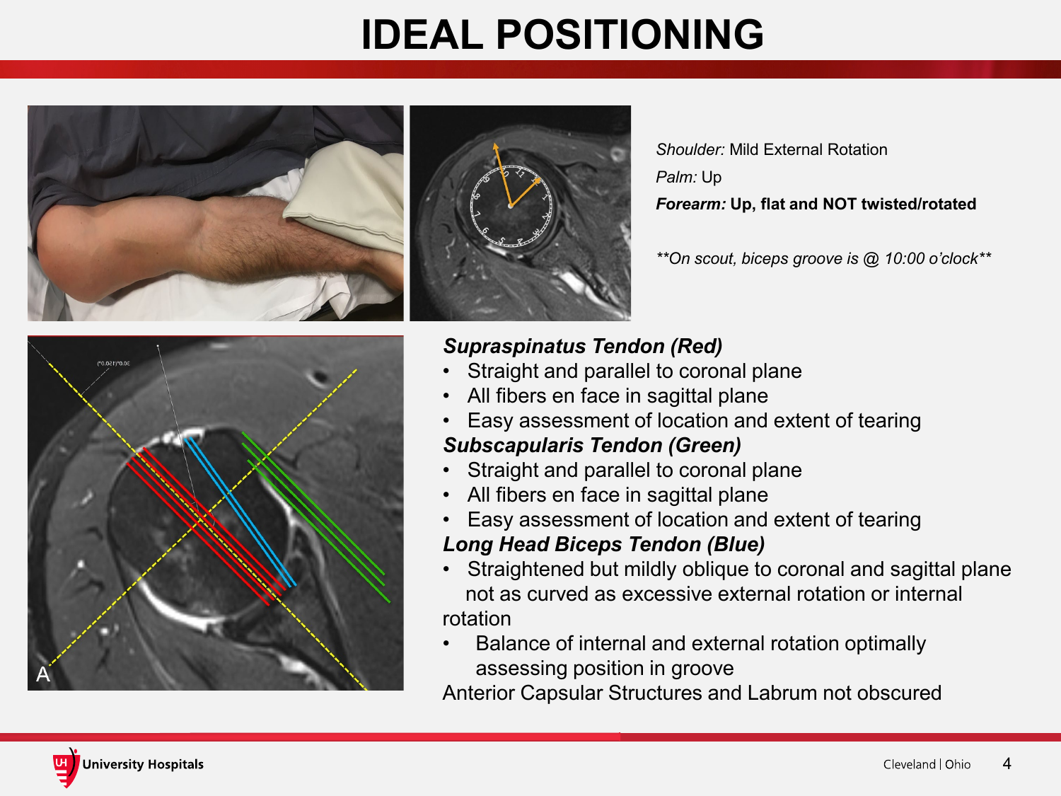# IDEAL POSITIONING

*Shoulder:* Mild External Rotation

*Palm:* Up

***Forearm:* Up, flat and NOT twisted/rotated**

*\*\*On scout, biceps groove is @ 10:00 o'clock\*\**

***Supraspinatus Tendon (Red)***

- Straight and parallel to coronal plane
- All fibers en face in sagittal plane
- Easy assessment of location and extent of tearing

***Subscapularis Tendon (Green)***

- Straight and parallel to coronal plane
- All fibers en face in sagittal plane
- Easy assessment of location and extent of tearing

***Long Head Biceps Tendon (Blue)***

- Straightened but mildly oblique to coronal and sagittal plane not as curved as excessive external rotation or internal rotation
- Balance of internal and external rotation optimally assessing position in groove

Anterior Capsular Structures and Labrum not obscured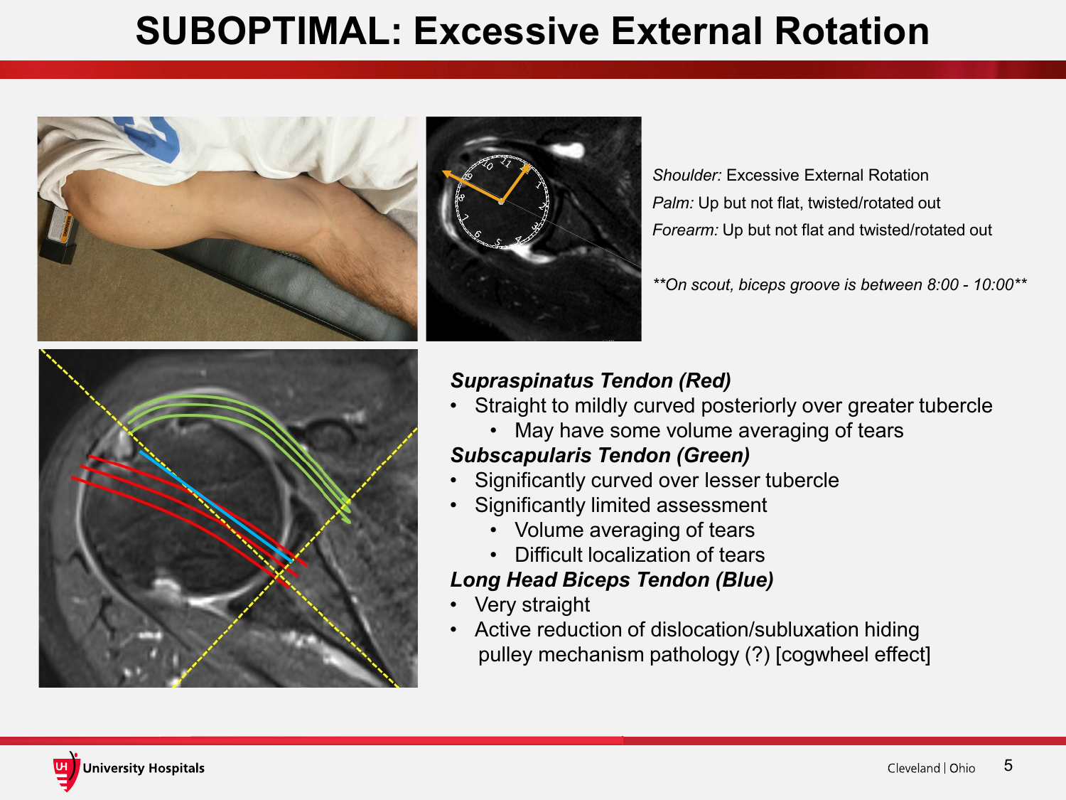# SUBOPTIMAL: Excessive External Rotation

*Shoulder:* Excessive External Rotation

*Palm:* Up but not flat, twisted/rotated out

*Forearm:* Up but not flat and twisted/rotated out

***On scout, biceps groove is between 8:00 - 10:00***

***Supraspinatus Tendon (Red)***

- Straight to mildly curved posteriorly over greater tubercle
  - May have some volume averaging of tears

***Subscapularis Tendon (Green)***

- Significantly curved over lesser tubercle
- Significantly limited assessment
  - Volume averaging of tears
  - Difficult localization of tears

***Long Head Biceps Tendon (Blue)***

- Very straight
- Active reduction of dislocation/subluxation hiding pulley mechanism pathology (?) [cogwheel effect]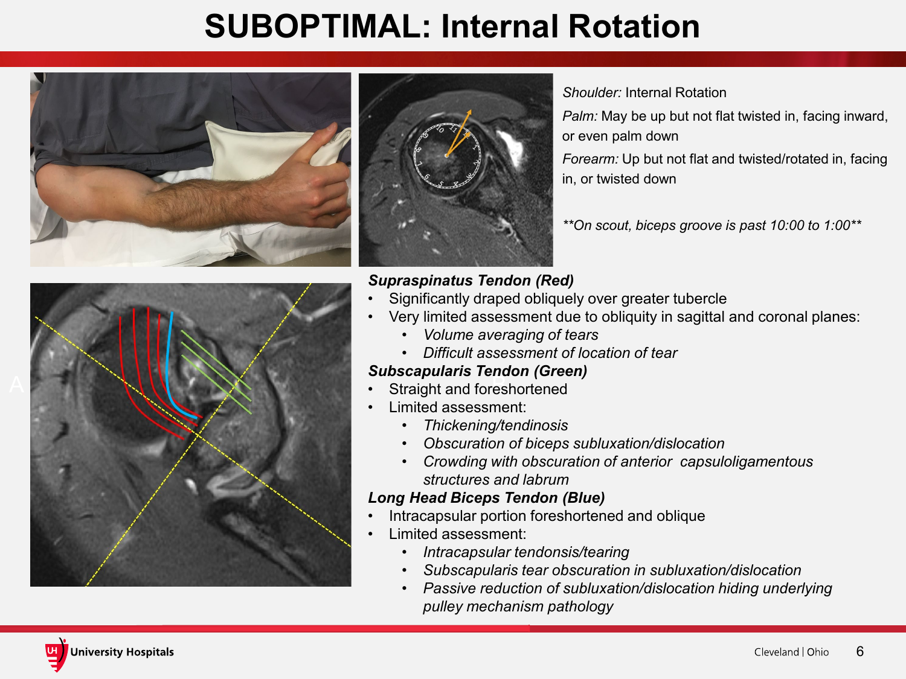# SUBOPTIMAL: Internal Rotation

*Shoulder:* Internal Rotation

*Palm:* May be up but not flat twisted in, facing inward, or even palm down

*Forearm:* Up but not flat and twisted/rotated in, facing in, or twisted down

*\*\*On scout, biceps groove is past 10:00 to 1:00\*\**

***Supraspinatus Tendon (Red)***

- Significantly draped obliquely over greater tubercle
- Very limited assessment due to obliquity in sagittal and coronal planes:
  - *Volume averaging of tears*
  - *Difficult assessment of location of tear*

***Subscapularis Tendon (Green)***

- Straight and foreshortened
- Limited assessment:
  - *Thickening/tendinosis*
  - *Obscuration of biceps subluxation/dislocation*
  - *Crowding with obscuration of anterior capsuloligamentous structures and labrum*

***Long Head Biceps Tendon (Blue)***

- Intracapsular portion foreshortened and oblique
- Limited assessment:
  - *Intracapsular tendonsis/tearing*
  - *Subscapularis tear obscuration in subluxation/dislocation*
  - *Passive reduction of subluxation/dislocation hiding underlying pulley mechanism pathology*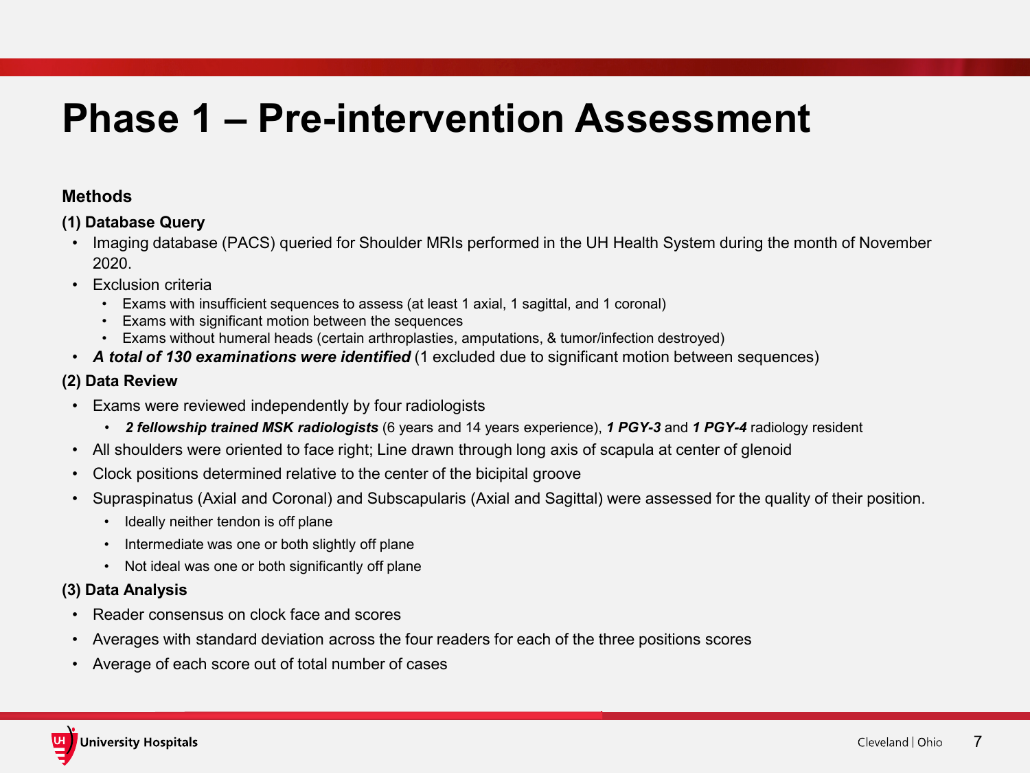# Phase 1 – Pre-intervention Assessment

**Methods**

**(1) Database Query**

- Imaging database (PACS) queried for Shoulder MRIs performed in the UH Health System during the month of November 2020.
- Exclusion criteria
  - Exams with insufficient sequences to assess (at least 1 axial, 1 sagittal, and 1 coronal)
  - Exams with significant motion between the sequences
  - Exams without humeral heads (certain arthroplasties, amputations, & tumor/infection destroyed)
- ***A total of 130 examinations were identified*** (1 excluded due to significant motion between sequences)

**(2) Data Review**

- Exams were reviewed independently by four radiologists
  - ***2 fellowship trained MSK radiologists*** (6 years and 14 years experience), ***1 PGY-3*** and ***1 PGY-4*** radiology resident
- All shoulders were oriented to face right; Line drawn through long axis of scapula at center of glenoid
- Clock positions determined relative to the center of the bicipital groove
- Supraspinatus (Axial and Coronal) and Subscapularis (Axial and Sagittal) were assessed for the quality of their position.
  - Ideally neither tendon is off plane
  - Intermediate was one or both slightly off plane
  - Not ideal was one or both significantly off plane

**(3) Data Analysis**

- Reader consensus on clock face and scores
- Averages with standard deviation across the four readers for each of the three positions scores
- Average of each score out of total number of cases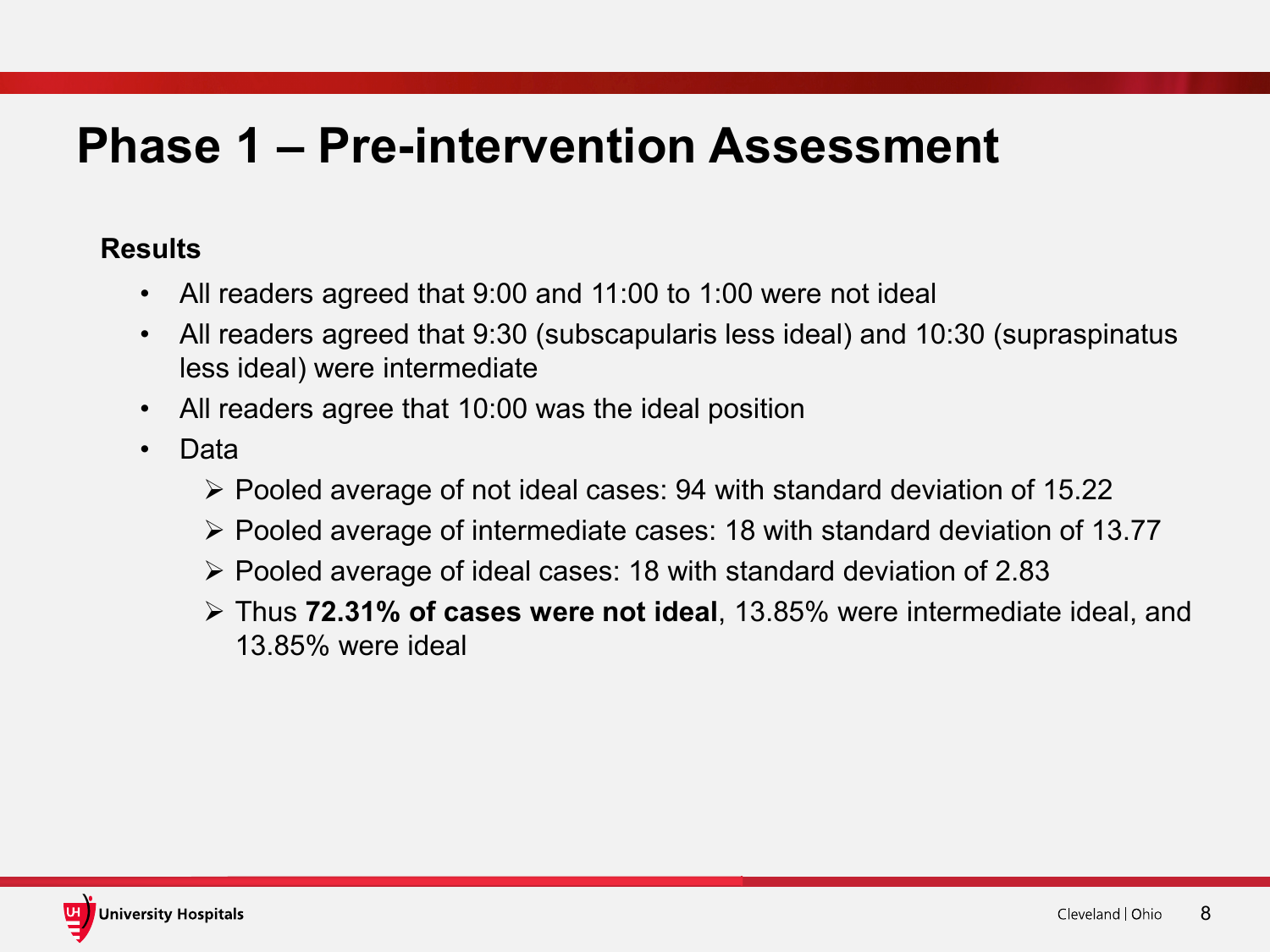# Phase 1 – Pre-intervention Assessment

**Results**

- All readers agreed that 9:00 and 11:00 to 1:00 were not ideal
- All readers agreed that 9:30 (subscapularis less ideal) and 10:30 (supraspinatus less ideal) were intermediate
- All readers agree that 10:00 was the ideal position
- Data
  - Pooled average of not ideal cases: 94 with standard deviation of 15.22
  - Pooled average of intermediate cases: 18 with standard deviation of 13.77
  - Pooled average of ideal cases: 18 with standard deviation of 2.83
  - Thus **72.31% of cases were not ideal**, 13.85% were intermediate ideal, and 13.85% were ideal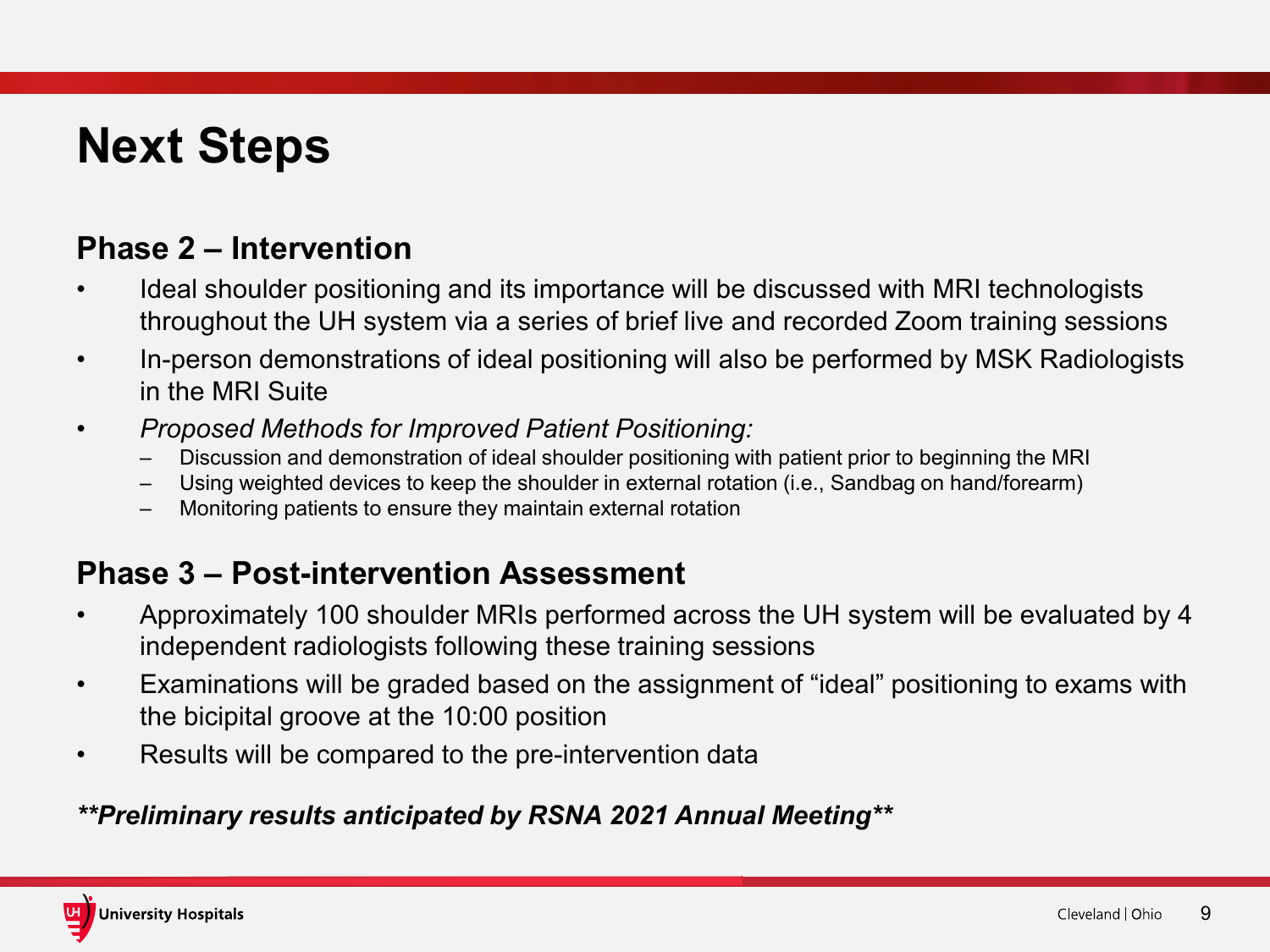# Next Steps

## Phase 2 – Intervention

- Ideal shoulder positioning and its importance will be discussed with MRI technologists throughout the UH system via a series of brief live and recorded Zoom training sessions
- In-person demonstrations of ideal positioning will also be performed by MSK Radiologists in the MRI Suite
- *Proposed Methods for Improved Patient Positioning:*
  - Discussion and demonstration of ideal shoulder positioning with patient prior to beginning the MRI
  - Using weighted devices to keep the shoulder in external rotation (i.e., Sandbag on hand/forearm)
  - Monitoring patients to ensure they maintain external rotation

## Phase 3 – Post-intervention Assessment

- Approximately 100 shoulder MRIs performed across the UH system will be evaluated by 4 independent radiologists following these training sessions
- Examinations will be graded based on the assignment of "ideal" positioning to exams with the bicipital groove at the 10:00 position
- Results will be compared to the pre-intervention data

***\*\*Preliminary results anticipated by RSNA 2021 Annual Meeting\*\****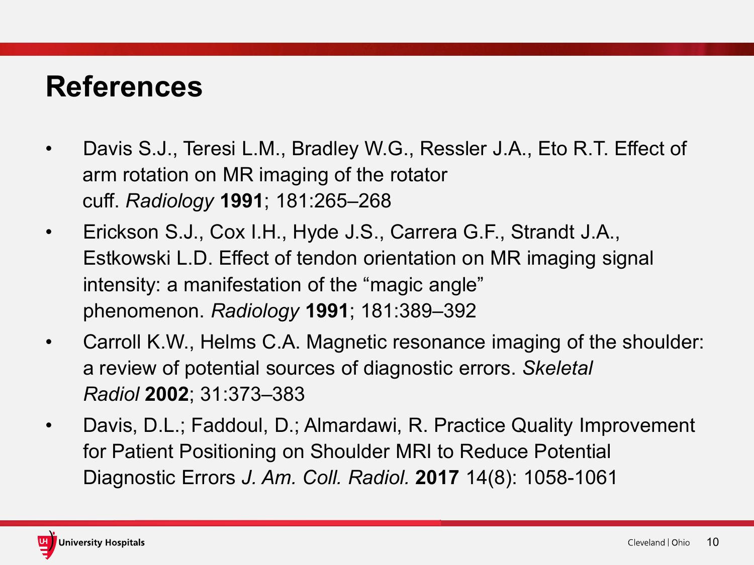# References

- Davis S.J., Teresi L.M., Bradley W.G., Ressler J.A., Eto R.T. Effect of arm rotation on MR imaging of the rotator cuff. *Radiology* **1991**; 181:265–268
- Erickson S.J., Cox I.H., Hyde J.S., Carrera G.F., Strandt J.A., Estkowski L.D. Effect of tendon orientation on MR imaging signal intensity: a manifestation of the “magic angle” phenomenon. *Radiology* **1991**; 181:389–392
- Carroll K.W., Helms C.A. Magnetic resonance imaging of the shoulder: a review of potential sources of diagnostic errors. *Skeletal Radiol* **2002**; 31:373–383
- Davis, D.L.; Faddoul, D.; Almardawi, R. Practice Quality Improvement for Patient Positioning on Shoulder MRI to Reduce Potential Diagnostic Errors *J. Am. Coll. Radiol.* **2017** 14(8): 1058-1061